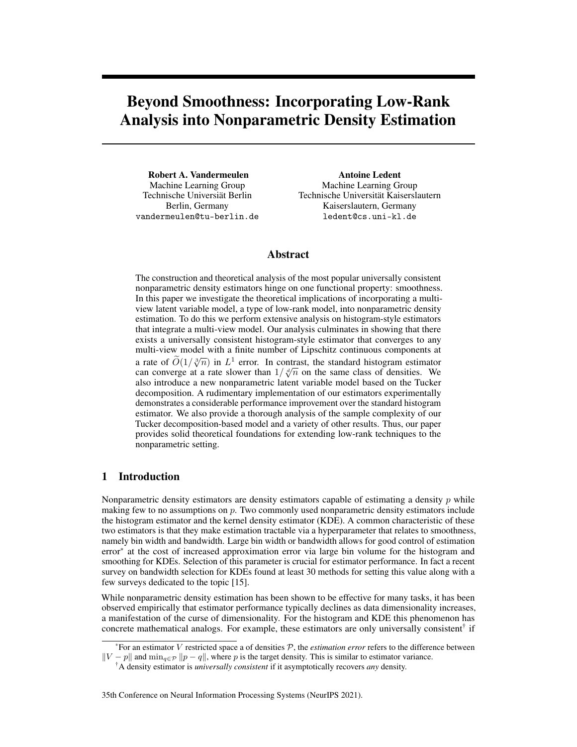# Beyond Smoothness: Incorporating Low-Rank Analysis into Nonparametric Density Estimation

**Robert A. Vandermeulen**
Machine Learning Group
Technische Universität Berlin
Berlin, Germany
vandermeulen@tu-berlin.de

**Antoine Ledent**
Machine Learning Group
Technische Universität Kaiserslautern
Kaiserslautern, Germany
ledent@cs.uni-kl.de

## Abstract

The construction and theoretical analysis of the most popular universally consistent nonparametric density estimators hinge on one functional property: smoothness. In this paper we investigate the theoretical implications of incorporating a multi-view latent variable model, a type of low-rank model, into nonparametric density estimation. To do this we perform extensive analysis on histogram-style estimators that integrate a multi-view model. Our analysis culminates in showing that there exists a universally consistent histogram-style estimator that converges to any multi-view model with a finite number of Lipschitz continuous components at a rate of $\widetilde{O}(1/\sqrt[3]{n})$ in $L^1$ error. In contrast, the standard histogram estimator can converge at a rate slower than $1/\sqrt[d]{n}$ on the same class of densities. We also introduce a new nonparametric latent variable model based on the Tucker decomposition. A rudimentary implementation of our estimators experimentally demonstrates a considerable performance improvement over the standard histogram estimator. We also provide a thorough analysis of the sample complexity of our Tucker decomposition-based model and a variety of other results. Thus, our paper provides solid theoretical foundations for extending low-rank techniques to the nonparametric setting.

## 1 Introduction

Nonparametric density estimators are density estimators capable of estimating a density $p$ while making few to no assumptions on $p$. Two commonly used nonparametric density estimators include the histogram estimator and the kernel density estimator (KDE). A common characteristic of these two estimators is that they make estimation tractable via a hyperparameter that relates to smoothness, namely bin width and bandwidth. Large bin width or bandwidth allows for good control of estimation error[*] at the cost of increased approximation error via large bin volume for the histogram and smoothing for KDEs. Selection of this parameter is crucial for estimator performance. In fact a recent survey on bandwidth selection for KDEs found at least 30 methods for setting this value along with a few surveys dedicated to the topic [15].

While nonparametric density estimation has been shown to be effective for many tasks, it has been observed empirically that estimator performance typically declines as data dimensionality increases, a manifestation of the curse of dimensionality. For the histogram and KDE this phenomenon has concrete mathematical analogs. For example, these estimators are only universally consistent[†] if

[*] For an estimator $V$ restricted space a of densities $\mathcal{P}$, the *estimation error* refers to the difference between $\|V - p\|$ and $\min_{q \in \mathcal{P}} \|p - q\|$, where $p$ is the target density. This is similar to estimator variance.

[†] A density estimator is *universally consistent* if it asymptotically recovers *any* density.

35th Conference on Neural Information Processing Systems (NeurIPS 2021).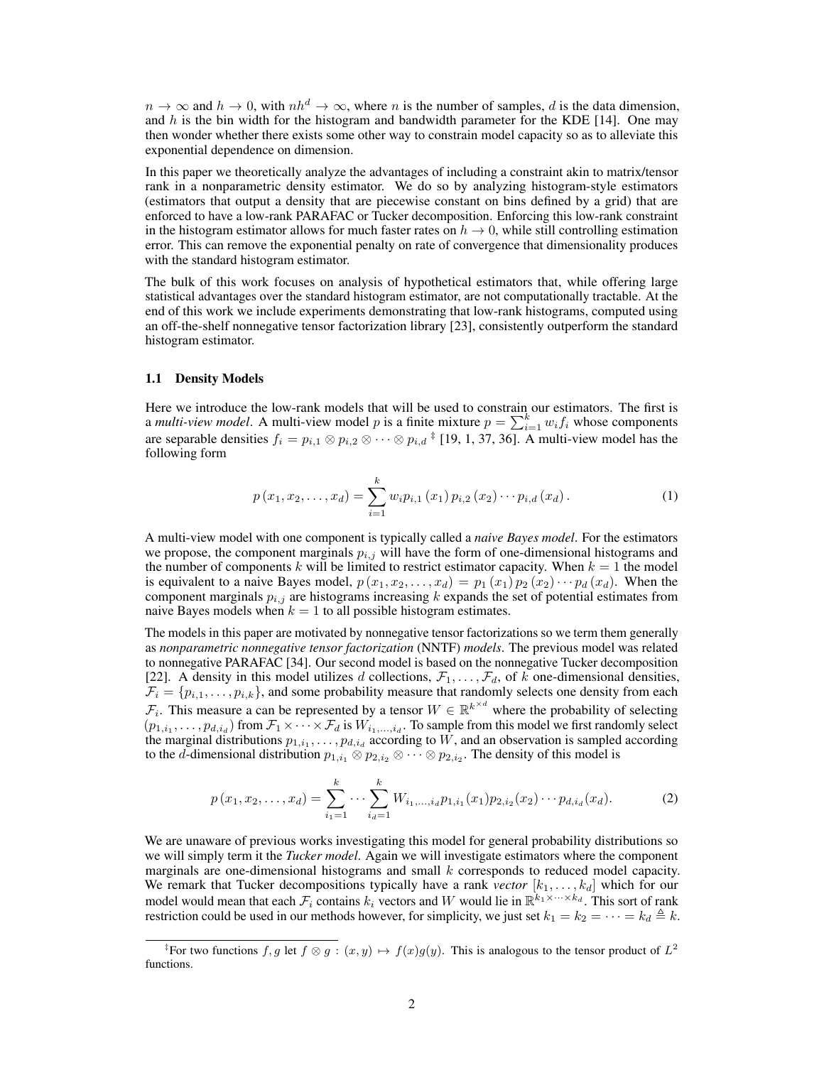$n \to \infty$ and $h \to 0$, with $nh^d \to \infty$, where $n$ is the number of samples, $d$ is the data dimension, and $h$ is the bin width for the histogram and bandwidth parameter for the KDE [14]. One may then wonder whether there exists some other way to constrain model capacity so as to alleviate this exponential dependence on dimension.

In this paper we theoretically analyze the advantages of including a constraint akin to matrix/tensor rank in a nonparametric density estimator. We do so by analyzing histogram-style estimators (estimators that output a density that are piecewise constant on bins defined by a grid) that are enforced to have a low-rank PARAFAC or Tucker decomposition. Enforcing this low-rank constraint in the histogram estimator allows for much faster rates on $h \to 0$, while still controlling estimation error. This can remove the exponential penalty on rate of convergence that dimensionality produces with the standard histogram estimator.

The bulk of this work focuses on analysis of hypothetical estimators that, while offering large statistical advantages over the standard histogram estimator, are not computationally tractable. At the end of this work we include experiments demonstrating that low-rank histograms, computed using an off-the-shelf nonnegative tensor factorization library [23], consistently outperform the standard histogram estimator.

### 1.1 Density Models

Here we introduce the low-rank models that will be used to constrain our estimators. The first is a *multi-view model*. A multi-view model $p$ is a finite mixture $p = \sum_{i=1}^{k} w_i f_i$ whose components are separable densities $f_i = p_{i,1} \otimes p_{i,2} \otimes \cdots \otimes p_{i,d}$ [‡] [19, 1, 37, 36]. A multi-view model has the following form

$$p\left(x_1, x_2, \ldots, x_d\right) = \sum_{i=1}^{k} w_i p_{i,1}\left(x_1\right) p_{i,2}\left(x_2\right) \cdots p_{i,d}\left(x_d\right). \tag{1}$$

A multi-view model with one component is typically called a *naive Bayes model*. For the estimators we propose, the component marginals $p_{i,j}$ will have the form of one-dimensional histograms and the number of components $k$ will be limited to restrict estimator capacity. When $k = 1$ the model is equivalent to a naive Bayes model, $p\left(x_1, x_2, \ldots, x_d\right) = p_1\left(x_1\right) p_2\left(x_2\right) \cdots p_d\left(x_d\right)$. When the component marginals $p_{i,j}$ are histograms increasing $k$ expands the set of potential estimates from naive Bayes models when $k = 1$ to all possible histogram estimates.

The models in this paper are motivated by nonnegative tensor factorizations so we term them generally as *nonparametric nonnegative tensor factorization* (NNTF) *models*. The previous model was related to nonnegative PARAFAC [34]. Our second model is based on the nonnegative Tucker decomposition [22]. A density in this model utilizes $d$ collections, $\mathcal{F}_1, \ldots, \mathcal{F}_d$, of $k$ one-dimensional densities, $\mathcal{F}_i = \{p_{i,1}, \ldots, p_{i,k}\}$, and some probability measure that randomly selects one density from each $\mathcal{F}_i$. This measure a can be represented by a tensor $W \in \mathbb{R}^{k^{\times d}}$ where the probability of selecting $(p_{1,i_1}, \ldots, p_{d,i_d})$ from $\mathcal{F}_1 \times \cdots \times \mathcal{F}_d$ is $W_{i_1,\ldots,i_d}$. To sample from this model we first randomly select the marginal distributions $p_{1,i_1}, \ldots, p_{d,i_d}$ according to $W$, and an observation is sampled according to the $d$-dimensional distribution $p_{1,i_1} \otimes p_{2,i_2} \otimes \cdots \otimes p_{2,i_2}$. The density of this model is

$$p\left(x_1, x_2, \ldots, x_d\right) = \sum_{i_1=1}^{k} \cdots \sum_{i_d=1}^{k} W_{i_1,\ldots,i_d} p_{1,i_1}(x_1) p_{2,i_2}(x_2) \cdots p_{d,i_d}(x_d). \tag{2}$$

We are unaware of previous works investigating this model for general probability distributions so we will simply term it the *Tucker model*. Again we will investigate estimators where the component marginals are one-dimensional histograms and small $k$ corresponds to reduced model capacity. We remark that Tucker decompositions typically have a rank *vector* $[k_1, \ldots, k_d]$ which for our model would mean that each $\mathcal{F}_i$ contains $k_i$ vectors and $W$ would lie in $\mathbb{R}^{k_1 \times \cdots \times k_d}$. This sort of rank restriction could be used in our methods however, for simplicity, we just set $k_1 = k_2 = \cdots = k_d \triangleq k$.

---

[‡] For two functions $f, g$ let $f \otimes g : (x, y) \mapsto f(x)g(y)$. This is analogous to the tensor product of $L^2$ functions.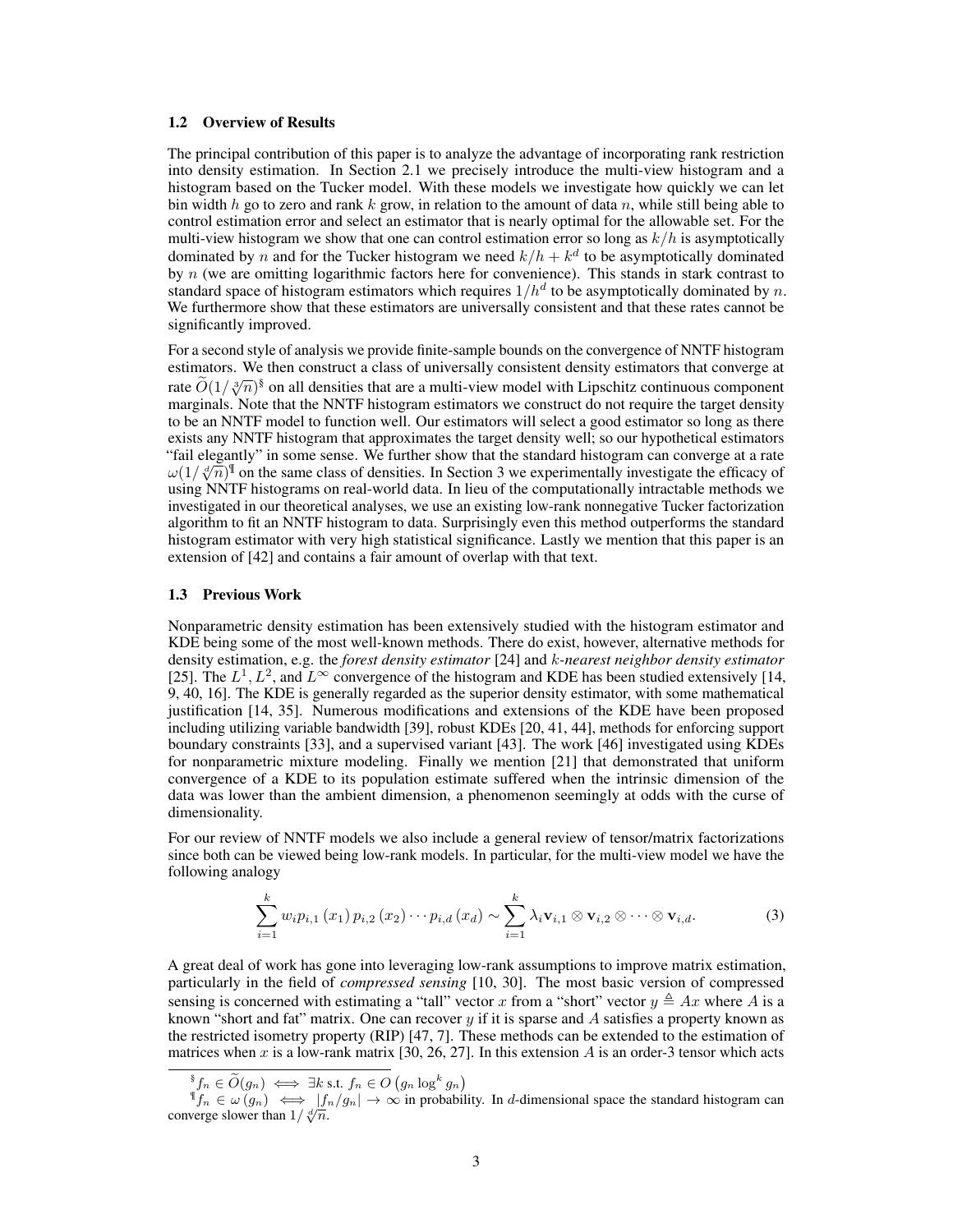### 1.2 Overview of Results

The principal contribution of this paper is to analyze the advantage of incorporating rank restriction into density estimation. In Section 2.1 we precisely introduce the multi-view histogram and a histogram based on the Tucker model. With these models we investigate how quickly we can let bin width $h$ go to zero and rank $k$ grow, in relation to the amount of data $n$, while still being able to control estimation error and select an estimator that is nearly optimal for the allowable set. For the multi-view histogram we show that one can control estimation error so long as $k/h$ is asymptotically dominated by $n$ and for the Tucker histogram we need $k/h + k^d$ to be asymptotically dominated by $n$ (we are omitting logarithmic factors here for convenience). This stands in stark contrast to standard space of histogram estimators which requires $1/h^d$ to be asymptotically dominated by $n$. We furthermore show that these estimators are universally consistent and that these rates cannot be significantly improved.

For a second style of analysis we provide finite-sample bounds on the convergence of NNTF histogram estimators. We then construct a class of universally consistent density estimators that converge at rate $\widetilde{O}(1/\sqrt[3]{n})$[§] on all densities that are a multi-view model with Lipschitz continuous component marginals. Note that the NNTF histogram estimators we construct do not require the target density to be an NNTF model to function well. Our estimators will select a good estimator so long as there exists any NNTF histogram that approximates the target density well; so our hypothetical estimators "fail elegantly" in some sense. We further show that the standard histogram can converge at a rate $\omega(1/\sqrt[d]{n})$[¶] on the same class of densities. In Section 3 we experimentally investigate the efficacy of using NNTF histograms on real-world data. In lieu of the computationally intractable methods we investigated in our theoretical analyses, we use an existing low-rank nonnegative Tucker factorization algorithm to fit an NNTF histogram to data. Surprisingly even this method outperforms the standard histogram estimator with very high statistical significance. Lastly we mention that this paper is an extension of [42] and contains a fair amount of overlap with that text.

### 1.3 Previous Work

Nonparametric density estimation has been extensively studied with the histogram estimator and KDE being some of the most well-known methods. There do exist, however, alternative methods for density estimation, e.g. the *forest density estimator* [24] and *k-nearest neighbor density estimator* [25]. The $L^1, L^2$, and $L^\infty$ convergence of the histogram and KDE has been studied extensively [14, 9, 40, 16]. The KDE is generally regarded as the superior density estimator, with some mathematical justification [14, 35]. Numerous modifications and extensions of the KDE have been proposed including utilizing variable bandwidth [39], robust KDEs [20, 41, 44], methods for enforcing support boundary constraints [33], and a supervised variant [43]. The work [46] investigated using KDEs for nonparametric mixture modeling. Finally we mention [21] that demonstrated that uniform convergence of a KDE to its population estimate suffered when the intrinsic dimension of the data was lower than the ambient dimension, a phenomenon seemingly at odds with the curse of dimensionality.

For our review of NNTF models we also include a general review of tensor/matrix factorizations since both can be viewed being low-rank models. In particular, for the multi-view model we have the following analogy

$$\sum_{i=1}^{k} w_i p_{i,1}(x_1)\, p_{i,2}(x_2) \cdots p_{i,d}(x_d) \sim \sum_{i=1}^{k} \lambda_i \mathbf{v}_{i,1} \otimes \mathbf{v}_{i,2} \otimes \cdots \otimes \mathbf{v}_{i,d}. \tag{3}$$

A great deal of work has gone into leveraging low-rank assumptions to improve matrix estimation, particularly in the field of *compressed sensing* [10, 30]. The most basic version of compressed sensing is concerned with estimating a "tall" vector $x$ from a "short" vector $y \triangleq Ax$ where $A$ is a known "short and fat" matrix. One can recover $y$ if it is sparse and $A$ satisfies a property known as the restricted isometry property (RIP) [47, 7]. These methods can be extended to the estimation of matrices when $x$ is a low-rank matrix [30, 26, 27]. In this extension $A$ is an order-3 tensor which acts

---

[§] $f_n \in \widetilde{O}(g_n) \iff \exists k \text{ s.t. } f_n \in O\left(g_n \log^k g_n\right)$

[¶] $f_n \in \omega(g_n) \iff |f_n/g_n| \to \infty$ in probability. In $d$-dimensional space the standard histogram can converge slower than $1/\sqrt[d]{n}$.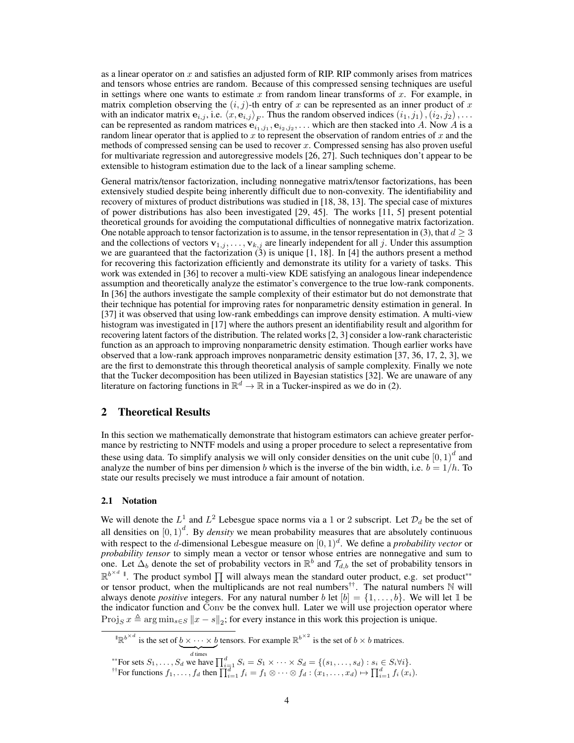as a linear operator on $x$ and satisfies an adjusted form of RIP. RIP commonly arises from matrices and tensors whose entries are random. Because of this compressed sensing techniques are useful in settings where one wants to estimate $x$ from random linear transforms of $x$. For example, in matrix completion observing the $(i, j)$-th entry of $x$ can be represented as an inner product of $x$ with an indicator matrix $\mathbf{e}_{i,j}$, i.e. $\langle x, \mathbf{e}_{i,j} \rangle_F$. Thus the random observed indices $(i_1, j_1), (i_2, j_2), \ldots$ can be represented as random matrices $\mathbf{e}_{i_1,j_1}, \mathbf{e}_{i_2,j_2}, \ldots$ which are then stacked into $A$. Now $A$ is a random linear operator that is applied to $x$ to represent the observation of random entries of $x$ and the methods of compressed sensing can be used to recover $x$. Compressed sensing has also proven useful for multivariate regression and autoregressive models [26, 27]. Such techniques don't appear to be extensible to histogram estimation due to the lack of a linear sampling scheme.

General matrix/tensor factorization, including nonnegative matrix/tensor factorizations, has been extensively studied despite being inherently difficult due to non-convexity. The identifiability and recovery of mixtures of product distributions was studied in [18, 38, 13]. The special case of mixtures of power distributions has also been investigated [29, 45]. The works [11, 5] present potential theoretical grounds for avoiding the computational difficulties of nonnegative matrix factorization. One notable approach to tensor factorization is to assume, in the tensor representation in (3), that $d \geq 3$ and the collections of vectors $\mathbf{v}_{1,j}, \ldots, \mathbf{v}_{k,j}$ are linearly independent for all $j$. Under this assumption we are guaranteed that the factorization (3) is unique [1, 18]. In [4] the authors present a method for recovering this factorization efficiently and demonstrate its utility for a variety of tasks. This work was extended in [36] to recover a multi-view KDE satisfying an analogous linear independence assumption and theoretically analyze the estimator's convergence to the true low-rank components. In [36] the authors investigate the sample complexity of their estimator but do not demonstrate that their technique has potential for improving rates for nonparametric density estimation in general. In [37] it was observed that using low-rank embeddings can improve density estimation. A multi-view histogram was investigated in [17] where the authors present an identifiability result and algorithm for recovering latent factors of the distribution. The related works [2, 3] consider a low-rank characteristic function as an approach to improving nonparametric density estimation. Though earlier works have observed that a low-rank approach improves nonparametric density estimation [37, 36, 17, 2, 3], we are the first to demonstrate this through theoretical analysis of sample complexity. Finally we note that the Tucker decomposition has been utilized in Bayesian statistics [32]. We are unaware of any literature on factoring functions in $\mathbb{R}^d \to \mathbb{R}$ in a Tucker-inspired as we do in (2).

## 2 Theoretical Results

In this section we mathematically demonstrate that histogram estimators can achieve greater performance by restricting to NNTF models and using a proper procedure to select a representative from these using data. To simplify analysis we will only consider densities on the unit cube $[0, 1)^d$ and analyze the number of bins per dimension $b$ which is the inverse of the bin width, i.e. $b = 1/h$. To state our results precisely we must introduce a fair amount of notation.

### 2.1 Notation

We will denote the $L^1$ and $L^2$ Lebesgue space norms via a 1 or 2 subscript. Let $\mathcal{D}_d$ be the set of all densities on $[0, 1)^d$. By *density* we mean probability measures that are absolutely continuous with respect to the $d$-dimensional Lebesgue measure on $[0, 1)^d$. We define a *probability vector* or *probability tensor* to simply mean a vector or tensor whose entries are nonnegative and sum to one. Let $\Delta_b$ denote the set of probability vectors in $\mathbb{R}^b$ and $\mathcal{T}_{d,b}$ the set of probability tensors in $\mathbb{R}^{b^{\times d}}$ [‖]. The product symbol $\prod$ will always mean the standard outer product, e.g. set product[**] or tensor product, when the multiplicands are not real numbers[††]. The natural numbers $\mathbb{N}$ will always denote *positive* integers. For any natural number $b$ let $[b] = \{1, \ldots, b\}$. We will let $\mathbb{1}$ be the indicator function and Conv be the convex hull. Later we will use projection operator where $\operatorname{Proj}_S x \triangleq \arg\min_{s \in S} \|x - s\|_2$; for every instance in this work this projection is unique.

[‖] $\mathbb{R}^{b^{\times d}}$ is the set of $\underbrace{b \times \cdots \times b}_{d \text{ times}}$ tensors. For example $\mathbb{R}^{b^{\times 2}}$ is the set of $b \times b$ matrices.

[**] For sets $S_1, \ldots, S_d$ we have $\prod_{i=1}^d S_i = S_1 \times \cdots \times S_d = \{(s_1, \ldots, s_d) : s_i \in S_i \forall i\}$.

[††] For functions $f_1, \ldots, f_d$ then $\prod_{i=1}^d f_i = f_1 \otimes \cdots \otimes f_d : (x_1, \ldots, x_d) \mapsto \prod_{i=1}^d f_i(x_i)$.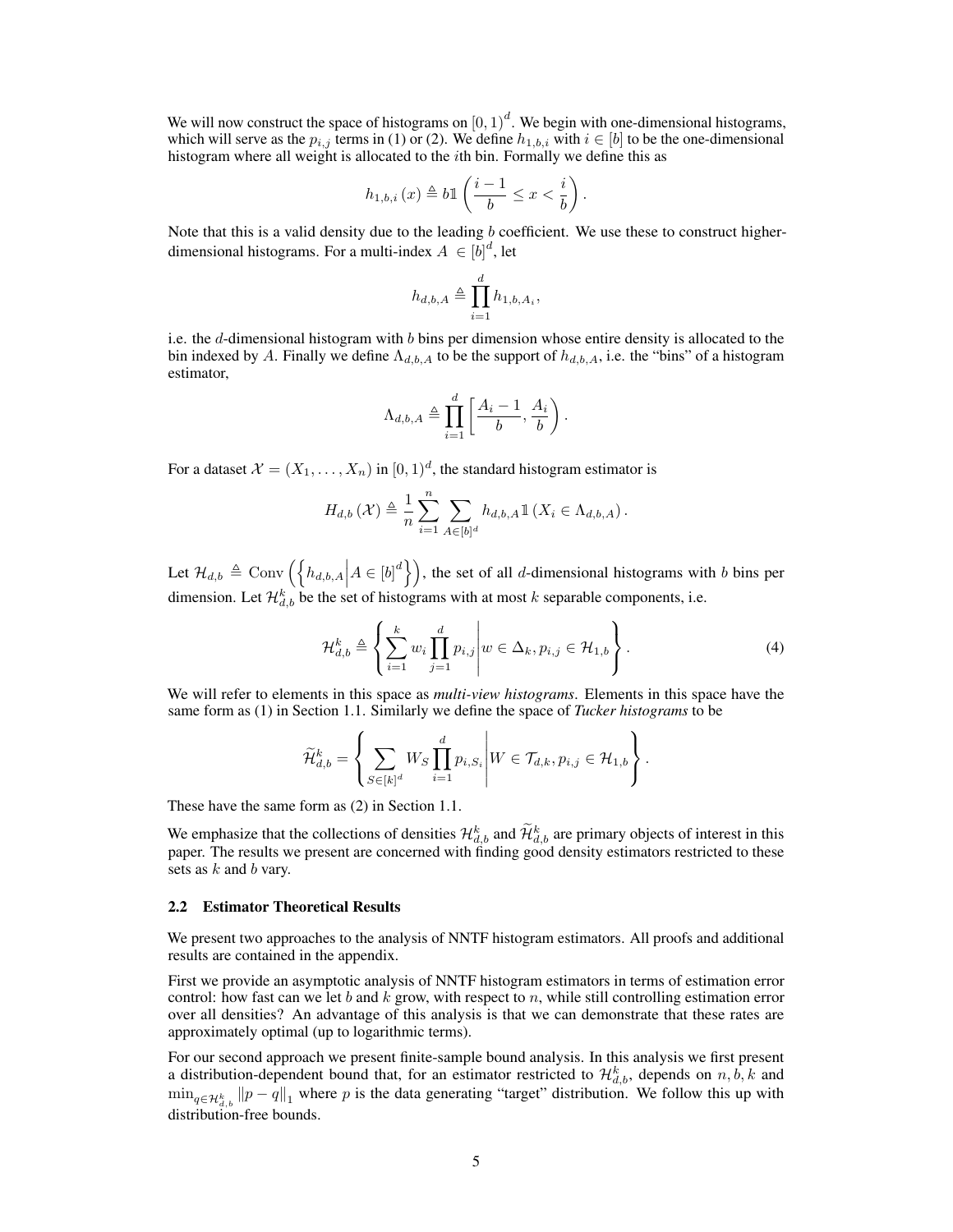We will now construct the space of histograms on $[0,1)^d$. We begin with one-dimensional histograms, which will serve as the $p_{i,j}$ terms in (1) or (2). We define $h_{1,b,i}$ with $i \in [b]$ to be the one-dimensional histogram where all weight is allocated to the $i$th bin. Formally we define this as

$$h_{1,b,i}(x) \triangleq b \mathbb{1}\left(\frac{i-1}{b} \le x < \frac{i}{b}\right).$$

Note that this is a valid density due to the leading $b$ coefficient. We use these to construct higher-dimensional histograms. For a multi-index $A \in [b]^d$, let

$$h_{d,b,A} \triangleq \prod_{i=1}^{d} h_{1,b,A_i},$$

i.e. the $d$-dimensional histogram with $b$ bins per dimension whose entire density is allocated to the bin indexed by $A$. Finally we define $\Lambda_{d,b,A}$ to be the support of $h_{d,b,A}$, i.e. the "bins" of a histogram estimator,

$$\Lambda_{d,b,A} \triangleq \prod_{i=1}^{d} \left[\frac{A_i - 1}{b}, \frac{A_i}{b}\right).$$

For a dataset $\mathcal{X} = (X_1, \ldots, X_n)$ in $[0,1)^d$, the standard histogram estimator is

$$H_{d,b}(\mathcal{X}) \triangleq \frac{1}{n} \sum_{i=1}^{n} \sum_{A \in [b]^d} h_{d,b,A} \mathbb{1}\left(X_i \in \Lambda_{d,b,A}\right).$$

Let $\mathcal{H}_{d,b} \triangleq \operatorname{Conv}\left(\left\{h_{d,b,A} \middle| A \in [b]^d\right\}\right)$, the set of all $d$-dimensional histograms with $b$ bins per dimension. Let $\mathcal{H}_{d,b}^k$ be the set of histograms with at most $k$ separable components, i.e.

$$\mathcal{H}_{d,b}^k \triangleq \left\{ \sum_{i=1}^{k} w_i \prod_{j=1}^{d} p_{i,j} \middle| w \in \Delta_k, p_{i,j} \in \mathcal{H}_{1,b} \right\}. \tag{4}$$

We will refer to elements in this space as *multi-view histograms*. Elements in this space have the same form as (1) in Section 1.1. Similarly we define the space of *Tucker histograms* to be

$$\widetilde{\mathcal{H}}_{d,b}^k = \left\{ \sum_{S \in [k]^d} W_S \prod_{i=1}^{d} p_{i,S_i} \middle| W \in \mathcal{T}_{d,k}, p_{i,j} \in \mathcal{H}_{1,b} \right\}.$$

These have the same form as (2) in Section 1.1.

We emphasize that the collections of densities $\mathcal{H}_{d,b}^k$ and $\widetilde{\mathcal{H}}_{d,b}^k$ are primary objects of interest in this paper. The results we present are concerned with finding good density estimators restricted to these sets as $k$ and $b$ vary.

### 2.2 Estimator Theoretical Results

We present two approaches to the analysis of NNTF histogram estimators. All proofs and additional results are contained in the appendix.

First we provide an asymptotic analysis of NNTF histogram estimators in terms of estimation error control: how fast can we let $b$ and $k$ grow, with respect to $n$, while still controlling estimation error over all densities? An advantage of this analysis is that we can demonstrate that these rates are approximately optimal (up to logarithmic terms).

For our second approach we present finite-sample bound analysis. In this analysis we first present a distribution-dependent bound that, for an estimator restricted to $\mathcal{H}_{d,b}^k$, depends on $n, b, k$ and $\min_{q \in \mathcal{H}_{d,b}^k} \|p - q\|_1$ where $p$ is the data generating "target" distribution. We follow this up with distribution-free bounds.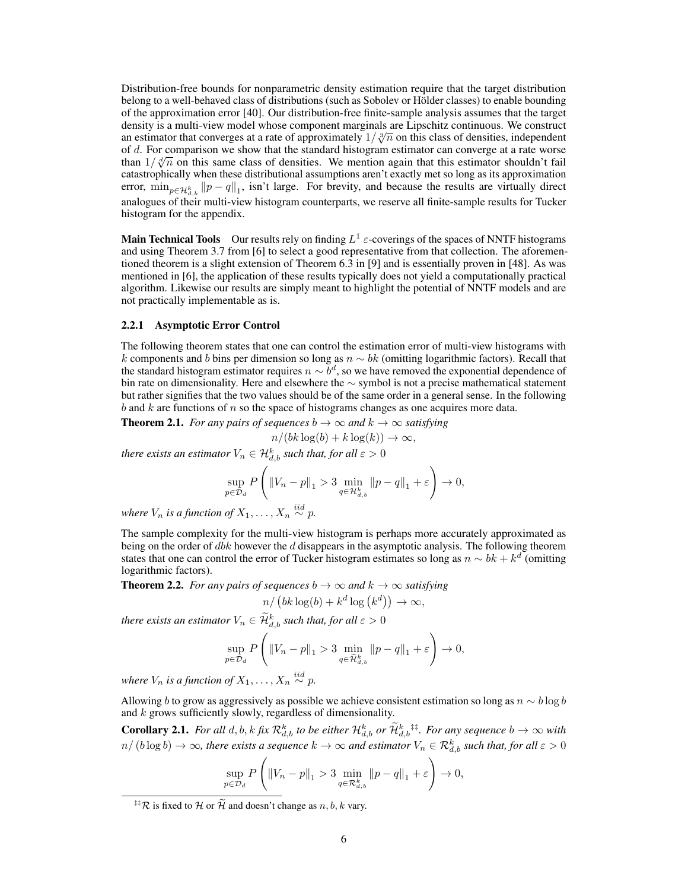Distribution-free bounds for nonparametric density estimation require that the target distribution belong to a well-behaved class of distributions (such as Sobolev or Hölder classes) to enable bounding of the approximation error [40]. Our distribution-free finite-sample analysis assumes that the target density is a multi-view model whose component marginals are Lipschitz continuous. We construct an estimator that converges at a rate of approximately $1/\sqrt[3]{n}$ on this class of densities, independent of $d$. For comparison we show that the standard histogram estimator can converge at a rate worse than $1/\sqrt[d]{n}$ on this same class of densities. We mention again that this estimator shouldn't fail catastrophically when these distributional assumptions aren't exactly met so long as its approximation error, $\min_{p\in\mathcal{H}_{d,b}^k}\|p-q\|_1$, isn't large. For brevity, and because the results are virtually direct analogues of their multi-view histogram counterparts, we reserve all finite-sample results for Tucker histogram for the appendix.

**Main Technical Tools** Our results rely on finding $L^1$ $\varepsilon$-coverings of the spaces of NNTF histograms and using Theorem 3.7 from [6] to select a good representative from that collection. The aforementioned theorem is a slight extension of Theorem 6.3 in [9] and is essentially proven in [48]. As was mentioned in [6], the application of these results typically does not yield a computationally practical algorithm. Likewise our results are simply meant to highlight the potential of NNTF models and are not practically implementable as is.

### 2.2.1 Asymptotic Error Control

The following theorem states that one can control the estimation error of multi-view histograms with $k$ components and $b$ bins per dimension so long as $n \sim bk$ (omitting logarithmic factors). Recall that the standard histogram estimator requires $n \sim b^d$, so we have removed the exponential dependence of bin rate on dimensionality. Here and elsewhere the $\sim$ symbol is not a precise mathematical statement but rather signifies that the two values should be of the same order in a general sense. In the following $b$ and $k$ are functions of $n$ so the space of histograms changes as one acquires more data.

**Theorem 2.1.** *For any pairs of sequences $b \to \infty$ and $k \to \infty$ satisfying*

$$n/(bk\log(b) + k\log(k)) \to \infty,$$

*there exists an estimator $V_n \in \mathcal{H}_{d,b}^k$ such that, for all $\varepsilon > 0$*

$$\sup_{p\in\mathcal{D}_d} P\left(\|V_n - p\|_1 > 3\min_{q\in\mathcal{H}_{d,b}^k}\|p-q\|_1 + \varepsilon\right) \to 0,$$

*where $V_n$ is a function of $X_1,\ldots,X_n \overset{iid}{\sim} p$.*

The sample complexity for the multi-view histogram is perhaps more accurately approximated as being on the order of $dbk$ however the $d$ disappears in the asymptotic analysis. The following theorem states that one can control the error of Tucker histogram estimates so long as $n \sim bk + k^d$ (omitting logarithmic factors).

**Theorem 2.2.** *For any pairs of sequences $b \to \infty$ and $k \to \infty$ satisfying*

$$n/\left(bk\log(b) + k^d\log\left(k^d\right)\right) \to \infty,$$

*there exists an estimator $V_n \in \widetilde{\mathcal{H}}_{d,b}^k$ such that, for all $\varepsilon > 0$*

$$\sup_{p\in\mathcal{D}_d} P\left(\|V_n - p\|_1 > 3\min_{q\in\widetilde{\mathcal{H}}_{d,b}^k}\|p-q\|_1 + \varepsilon\right) \to 0,$$

*where $V_n$ is a function of $X_1,\ldots,X_n \overset{iid}{\sim} p$.*

Allowing $b$ to grow as aggressively as possible we achieve consistent estimation so long as $n \sim b\log b$ and $k$ grows sufficiently slowly, regardless of dimensionality.

**Corollary 2.1.** *For all $d, b, k$ fix $\mathcal{R}_{d,b}^k$ to be either $\mathcal{H}_{d,b}^k$ or $\widetilde{\mathcal{H}}_{d,b}^k$*[‡‡]*. For any sequence $b \to \infty$ with $n/(b\log b) \to \infty$, there exists a sequence $k \to \infty$ and estimator $V_n \in \mathcal{R}_{d,b}^k$ such that, for all $\varepsilon > 0$*

$$\sup_{p\in\mathcal{D}_d} P\left(\|V_n - p\|_1 > 3\min_{q\in\mathcal{R}_{d,b}^k}\|p-q\|_1 + \varepsilon\right) \to 0,$$

[‡‡] $\mathcal{R}$ is fixed to $\mathcal{H}$ or $\widetilde{\mathcal{H}}$ and doesn't change as $n, b, k$ vary.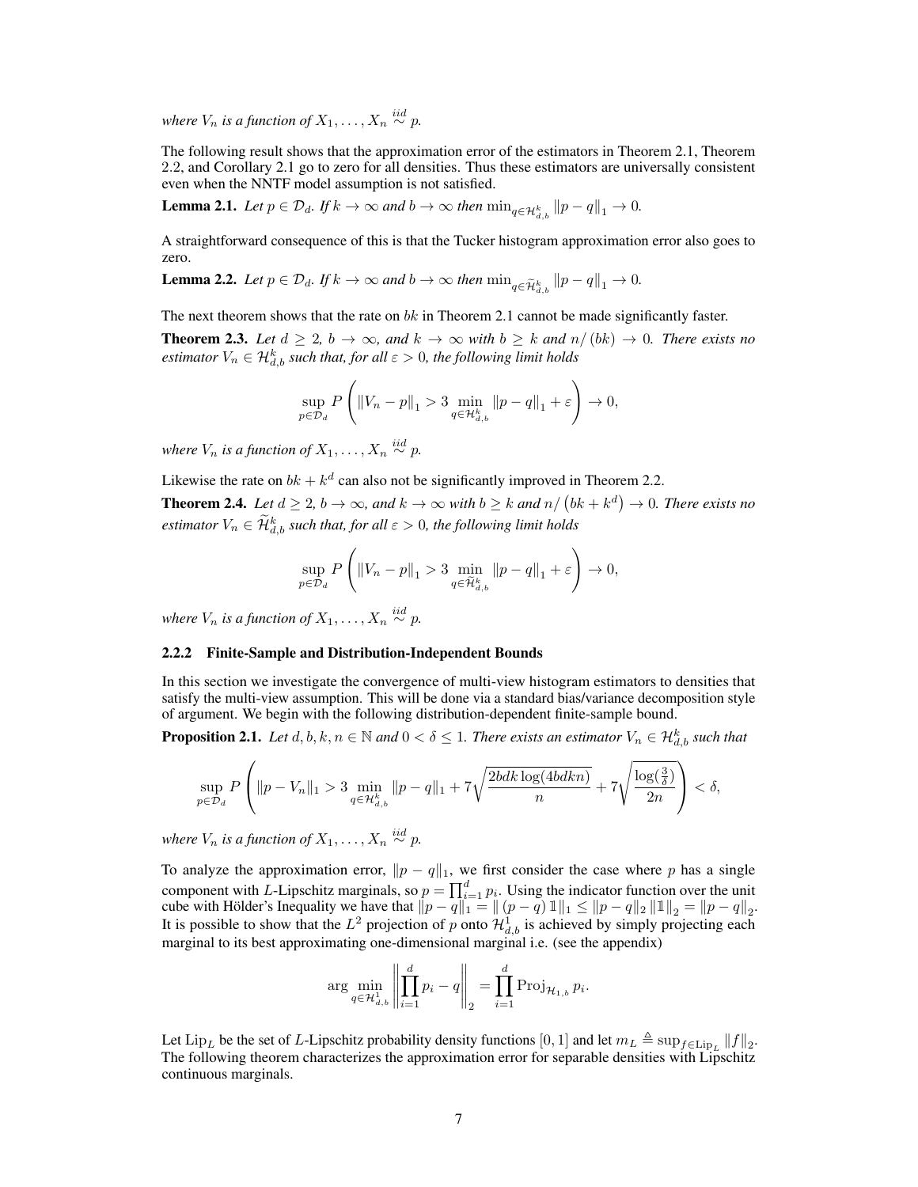*where $V_n$ is a function of $X_1, \ldots, X_n \overset{iid}{\sim} p$.*

The following result shows that the approximation error of the estimators in Theorem 2.1, Theorem 2.2, and Corollary 2.1 go to zero for all densities. Thus these estimators are universally consistent even when the NNTF model assumption is not satisfied.

**Lemma 2.1.** *Let $p \in \mathcal{D}_d$. If $k \to \infty$ and $b \to \infty$ then $\min_{q \in \mathcal{H}_{d,b}^k} \|p - q\|_1 \to 0$.*

A straightforward consequence of this is that the Tucker histogram approximation error also goes to zero.

**Lemma 2.2.** *Let $p \in \mathcal{D}_d$. If $k \to \infty$ and $b \to \infty$ then $\min_{q \in \widetilde{\mathcal{H}}_{d,b}^k} \|p - q\|_1 \to 0$.*

The next theorem shows that the rate on $bk$ in Theorem 2.1 cannot be made significantly faster.

**Theorem 2.3.** *Let $d \geq 2$, $b \to \infty$, and $k \to \infty$ with $b \geq k$ and $n/(bk) \to 0$. There exists no estimator $V_n \in \mathcal{H}_{d,b}^k$ such that, for all $\varepsilon > 0$, the following limit holds*

$$\sup_{p \in \mathcal{D}_d} P\left( \|V_n - p\|_1 > 3 \min_{q \in \mathcal{H}_{d,b}^k} \|p - q\|_1 + \varepsilon \right) \to 0,$$

*where $V_n$ is a function of $X_1, \ldots, X_n \overset{iid}{\sim} p$.*

Likewise the rate on $bk + k^d$ can also not be significantly improved in Theorem 2.2.

**Theorem 2.4.** *Let $d \geq 2$, $b \to \infty$, and $k \to \infty$ with $b \geq k$ and $n/\left(bk + k^d\right) \to 0$. There exists no estimator $V_n \in \widetilde{\mathcal{H}}_{d,b}^k$ such that, for all $\varepsilon > 0$, the following limit holds*

$$\sup_{p \in \mathcal{D}_d} P\left( \|V_n - p\|_1 > 3 \min_{q \in \widetilde{\mathcal{H}}_{d,b}^k} \|p - q\|_1 + \varepsilon \right) \to 0,$$

*where $V_n$ is a function of $X_1, \ldots, X_n \overset{iid}{\sim} p$.*

#### 2.2.2 Finite-Sample and Distribution-Independent Bounds

In this section we investigate the convergence of multi-view histogram estimators to densities that satisfy the multi-view assumption. This will be done via a standard bias/variance decomposition style of argument. We begin with the following distribution-dependent finite-sample bound.

**Proposition 2.1.** *Let $d, b, k, n \in \mathbb{N}$ and $0 < \delta \leq 1$. There exists an estimator $V_n \in \mathcal{H}_{d,b}^k$ such that*

$$\sup_{p \in \mathcal{D}_d} P\left( \|p - V_n\|_1 > 3 \min_{q \in \mathcal{H}_{d,b}^k} \|p - q\|_1 + 7\sqrt{\frac{2bdk \log(4bdkn)}{n}} + 7\sqrt{\frac{\log(\frac{3}{\delta})}{2n}} \right) < \delta,$$

*where $V_n$ is a function of $X_1, \ldots, X_n \overset{iid}{\sim} p$.*

To analyze the approximation error, $\|p - q\|_1$, we first consider the case where $p$ has a single component with $L$-Lipschitz marginals, so $p = \prod_{i=1}^d p_i$. Using the indicator function over the unit cube with Hölder's Inequality we have that $\|p - q\|_1 = \|(p - q)\mathbb{1}\|_1 \leq \|p - q\|_2 \|\mathbb{1}\|_2 = \|p - q\|_2$. It is possible to show that the $L^2$ projection of $p$ onto $\mathcal{H}_{d,b}^1$ is achieved by simply projecting each marginal to its best approximating one-dimensional marginal i.e. (see the appendix)

$$\arg\min_{q \in \mathcal{H}_{d,b}^1} \left\| \prod_{i=1}^d p_i - q \right\|_2 = \prod_{i=1}^d \operatorname{Proj}_{\mathcal{H}_{1,b}} p_i.$$

Let $\operatorname{Lip}_L$ be the set of $L$-Lipschitz probability density functions $[0,1]$ and let $m_L \triangleq \sup_{f \in \operatorname{Lip}_L} \|f\|_2$. The following theorem characterizes the approximation error for separable densities with Lipschitz continuous marginals.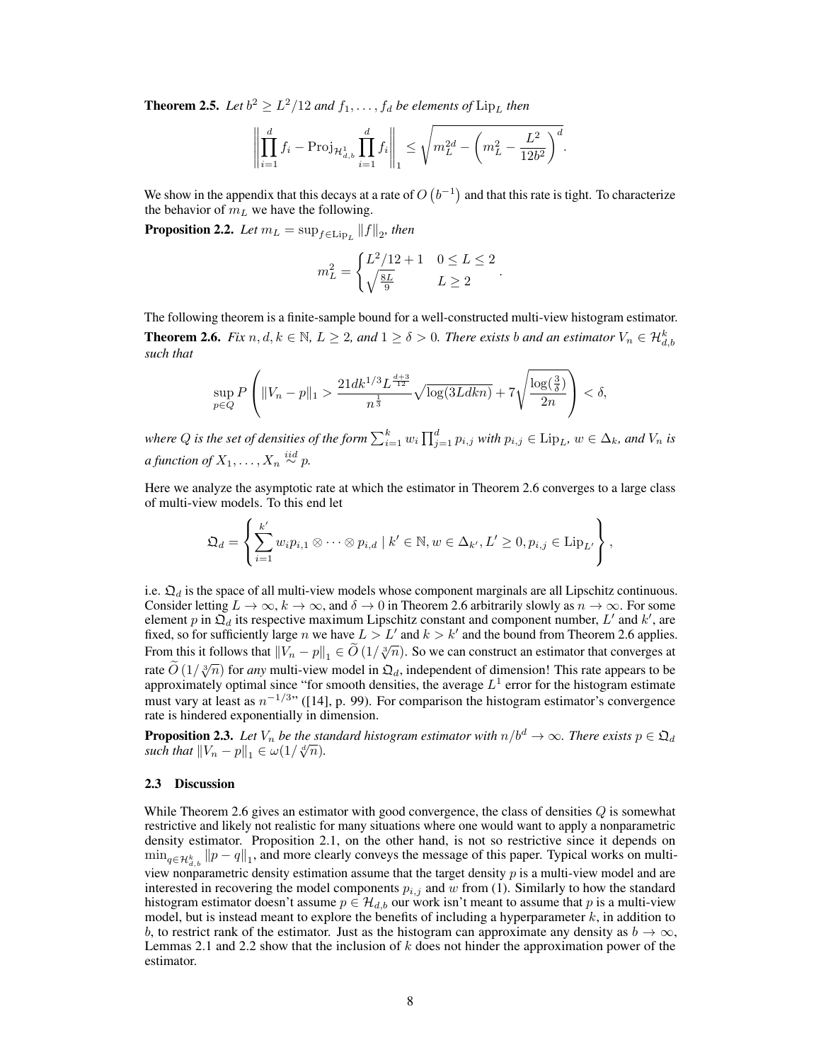**Theorem 2.5.** *Let $b^2 \geq L^2/12$ and $f_1, \ldots, f_d$ be elements of $\mathrm{Lip}_L$ then*

$$\left\| \prod_{i=1}^d f_i - \mathrm{Proj}_{\mathcal{H}^1_{d,b}} \prod_{i=1}^d f_i \right\|_1 \leq \sqrt{m_L^{2d} - \left( m_L^2 - \frac{L^2}{12b^2} \right)^d}.$$

We show in the appendix that this decays at a rate of $O\left(b^{-1}\right)$ and that this rate is tight. To characterize the behavior of $m_L$ we have the following.

**Proposition 2.2.** *Let $m_L = \sup_{f \in \mathrm{Lip}_L} \|f\|_2$, then*

$$m_L^2 = \begin{cases} L^2/12 + 1 & 0 \leq L \leq 2 \\ \sqrt{\frac{8L}{9}} & L \geq 2 \end{cases}.$$

The following theorem is a finite-sample bound for a well-constructed multi-view histogram estimator.

**Theorem 2.6.** *Fix $n, d, k \in \mathbb{N}$, $L \geq 2$, and $1 \geq \delta > 0$. There exists $b$ and an estimator $V_n \in \mathcal{H}^k_{d,b}$ such that*

$$\sup_{p \in Q} P\left( \|V_n - p\|_1 > \frac{21 d k^{1/3} L^{\frac{d+3}{12}}}{n^{\frac{1}{3}}} \sqrt{\log(3Ldkn)} + 7\sqrt{\frac{\log(\frac{3}{\delta})}{2n}} \right) < \delta,$$

*where $Q$ is the set of densities of the form $\sum_{i=1}^k w_i \prod_{j=1}^d p_{i,j}$ with $p_{i,j} \in \mathrm{Lip}_L$, $w \in \Delta_k$, and $V_n$ is a function of $X_1, \ldots, X_n \overset{iid}{\sim} p$.*

Here we analyze the asymptotic rate at which the estimator in Theorem 2.6 converges to a large class of multi-view models. To this end let

$$\mathfrak{Q}_d = \left\{ \sum_{i=1}^{k'} w_i p_{i,1} \otimes \cdots \otimes p_{i,d} \mid k' \in \mathbb{N}, w \in \Delta_{k'}, L' \geq 0, p_{i,j} \in \mathrm{Lip}_{L'} \right\},$$

i.e. $\mathfrak{Q}_d$ is the space of all multi-view models whose component marginals are all Lipschitz continuous. Consider letting $L \to \infty$, $k \to \infty$, and $\delta \to 0$ in Theorem 2.6 arbitrarily slowly as $n \to \infty$. For some element $p$ in $\mathfrak{Q}_d$ its respective maximum Lipschitz constant and component number, $L'$ and $k'$, are fixed, so for sufficiently large $n$ we have $L > L'$ and $k > k'$ and the bound from Theorem 2.6 applies. From this it follows that $\|V_n - p\|_1 \in \widetilde{O}\left(1/\sqrt[3]{n}\right)$. So we can construct an estimator that converges at rate $\widetilde{O}\left(1/\sqrt[3]{n}\right)$ for *any* multi-view model in $\mathfrak{Q}_d$, independent of dimension! This rate appears to be approximately optimal since "for smooth densities, the average $L^1$ error for the histogram estimate must vary at least as $n^{-1/3}$" ([14], p. 99). For comparison the histogram estimator's convergence rate is hindered exponentially in dimension.

**Proposition 2.3.** *Let $V_n$ be the standard histogram estimator with $n/b^d \to \infty$. There exists $p \in \mathfrak{Q}_d$ such that $\|V_n - p\|_1 \in \omega(1/\sqrt[d]{n})$.*

### 2.3 Discussion

While Theorem 2.6 gives an estimator with good convergence, the class of densities $Q$ is somewhat restrictive and likely not realistic for many situations where one would want to apply a nonparametric density estimator. Proposition 2.1, on the other hand, is not so restrictive since it depends on $\min_{q \in \mathcal{H}^k_{d,b}} \|p - q\|_1$, and more clearly conveys the message of this paper. Typical works on multi-view nonparametric density estimation assume that the target density $p$ is a multi-view model and are interested in recovering the model components $p_{i,j}$ and $w$ from (1). Similarly to how the standard histogram estimator doesn't assume $p \in \mathcal{H}_{d,b}$ our work isn't meant to assume that $p$ is a multi-view model, but is instead meant to explore the benefits of including a hyperparameter $k$, in addition to $b$, to restrict rank of the estimator. Just as the histogram can approximate any density as $b \to \infty$, Lemmas 2.1 and 2.2 show that the inclusion of $k$ does not hinder the approximation power of the estimator.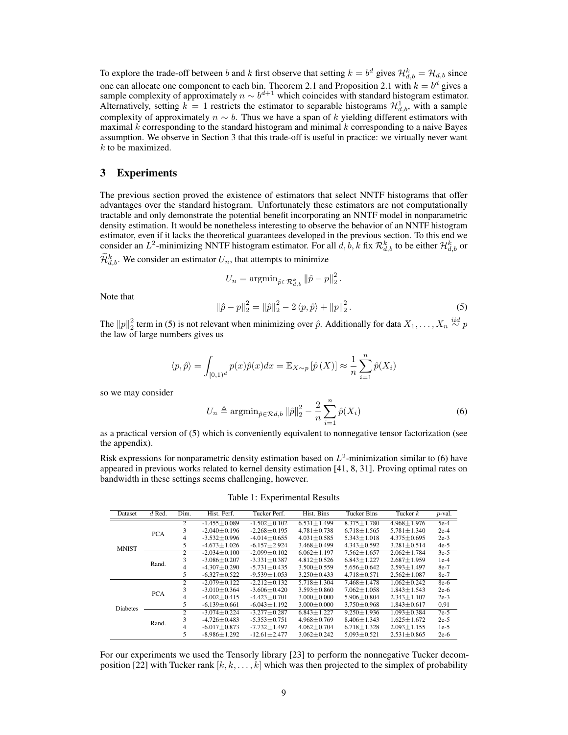To explore the trade-off between $b$ and $k$ first observe that setting $k = b^d$ gives $\mathcal{H}_{d,b}^k = \mathcal{H}_{d,b}$ since one can allocate one component to each bin. Theorem 2.1 and Proposition 2.1 with $k = b^d$ gives a sample complexity of approximately $n \sim b^{d+1}$ which coincides with standard histogram estimator. Alternatively, setting $k = 1$ restricts the estimator to separable histograms $\mathcal{H}_{d,b}^1$, with a sample complexity of approximately $n \sim b$. Thus we have a span of $k$ yielding different estimators with maximal $k$ corresponding to the standard histogram and minimal $k$ corresponding to a naive Bayes assumption. We observe in Section 3 that this trade-off is useful in practice: we virtually never want $k$ to be maximized.

## 3 Experiments

The previous section proved the existence of estimators that select NNTF histograms that offer advantages over the standard histogram. Unfortunately these estimators are not computationally tractable and only demonstrate the potential benefit incorporating an NNTF model in nonparametric density estimation. It would be nonetheless interesting to observe the behavior of an NNTF histogram estimator, even if it lacks the theoretical guarantees developed in the previous section. To this end we consider an $L^2$-minimizing NNTF histogram estimator. For all $d, b, k$ fix $\mathcal{R}_{d,b}^k$ to be either $\mathcal{H}_{d,b}^k$ or $\widetilde{\mathcal{H}}_{d,b}^k$. We consider an estimator $U_n$, that attempts to minimize

$$U_n = \operatorname{argmin}_{\hat{p} \in \mathcal{R}_{d,b}^k} \|\hat{p} - p\|_2^2 .$$

Note that

$$\|\hat{p} - p\|_2^2 = \|\hat{p}\|_2^2 - 2\langle p, \hat{p}\rangle + \|p\|_2^2 . \tag{5}$$

The $\|p\|_2^2$ term in (5) is not relevant when minimizing over $\hat{p}$. Additionally for data $X_1, \ldots, X_n \overset{iid}{\sim} p$ the law of large numbers gives us

$$\langle p, \hat{p}\rangle = \int_{[0,1)^d} p(x)\hat{p}(x)dx = \mathbb{E}_{X\sim p}\left[\hat{p}\left(X\right)\right] \approx \frac{1}{n}\sum_{i=1}^{n} \hat{p}(X_i)$$

so we may consider

$$U_n \triangleq \operatorname{argmin}_{\hat{p} \in \mathcal{R}d,b} \|\hat{p}\|_2^2 - \frac{2}{n}\sum_{i=1}^{n} \hat{p}(X_i) \tag{6}$$

as a practical version of (5) which is conveniently equivalent to nonnegative tensor factorization (see the appendix).

Risk expressions for nonparametric density estimation based on $L^2$-minimization similar to (6) have appeared in previous works related to kernel density estimation [41, 8, 31]. Proving optimal rates on bandwidth in these settings seems challenging, however.

Table 1: Experimental Results

| Dataset | $d$ Red. | Dim. | Hist. Perf. | Tucker Perf. | Hist. Bins | Tucker Bins | Tucker $k$ | $p$-val. |
|---|---|---|---|---|---|---|---|---|
| MNIST | PCA | 2 | -1.455±0.089 | -1.502±0.102 | 6.531±1.499 | 8.375±1.780 | 4.968±1.976 | 5e-4 |
| | | 3 | -2.040±0.196 | -2.268±0.195 | 4.781±0.738 | 6.718±1.565 | 5.781±1.340 | 2e-4 |
| | | 4 | -3.532±0.996 | -4.014±0.655 | 4.031±0.585 | 5.343±1.018 | 4.375±0.695 | 2e-3 |
| | | 5 | -4.673±1.026 | -6.157±2.924 | 3.468±0.499 | 4.343±0.592 | 3.281±0.514 | 4e-5 |
| | Rand. | 2 | -2.034±0.100 | -2.099±0.102 | 6.062±1.197 | 7.562±1.657 | 2.062±1.784 | 3e-5 |
| | | 3 | -3.086±0.207 | -3.331±0.387 | 4.812±0.526 | 6.843±1.227 | 2.687±1.959 | 1e-4 |
| | | 4 | -4.307±0.290 | -5.731±0.435 | 3.500±0.559 | 5.656±0.642 | 2.593±1.497 | 8e-7 |
| | | 5 | -6.327±0.522 | -9.539±1.053 | 3.250±0.433 | 4.718±0.571 | 2.562±1.087 | 8e-7 |
| Diabetes | PCA | 2 | -2.079±0.122 | -2.212±0.132 | 5.718±1.304 | 7.468±1.478 | 1.062±0.242 | 8e-6 |
| | | 3 | -3.010±0.364 | -3.606±0.420 | 3.593±0.860 | 7.062±1.058 | 1.843±1.543 | 2e-6 |
| | | 4 | -4.002±0.415 | -4.423±0.701 | 3.000±0.000 | 5.906±0.804 | 2.343±1.107 | 2e-3 |
| | | 5 | -6.139±0.661 | -6.043±1.192 | 3.000±0.000 | 3.750±0.968 | 1.843±0.617 | 0.91 |
| | Rand. | 2 | -3.074±0.224 | -3.277±0.287 | 6.843±1.227 | 9.250±1.936 | 1.093±0.384 | 7e-5 |
| | | 3 | -4.726±0.483 | -5.353±0.751 | 4.968±0.769 | 8.406±1.343 | 1.625±1.672 | 2e-5 |
| | | 4 | -6.017±0.873 | -7.732±1.497 | 4.062±0.704 | 6.718±1.328 | 2.093±1.155 | 1e-5 |
| | | 5 | -8.986±1.292 | -12.61±2.477 | 3.062±0.242 | 5.093±0.521 | 2.531±0.865 | 2e-6 |

For our experiments we used the Tensorly library [23] to perform the nonnegative Tucker decomposition [22] with Tucker rank $[k, k, \ldots, k]$ which was then projected to the simplex of probability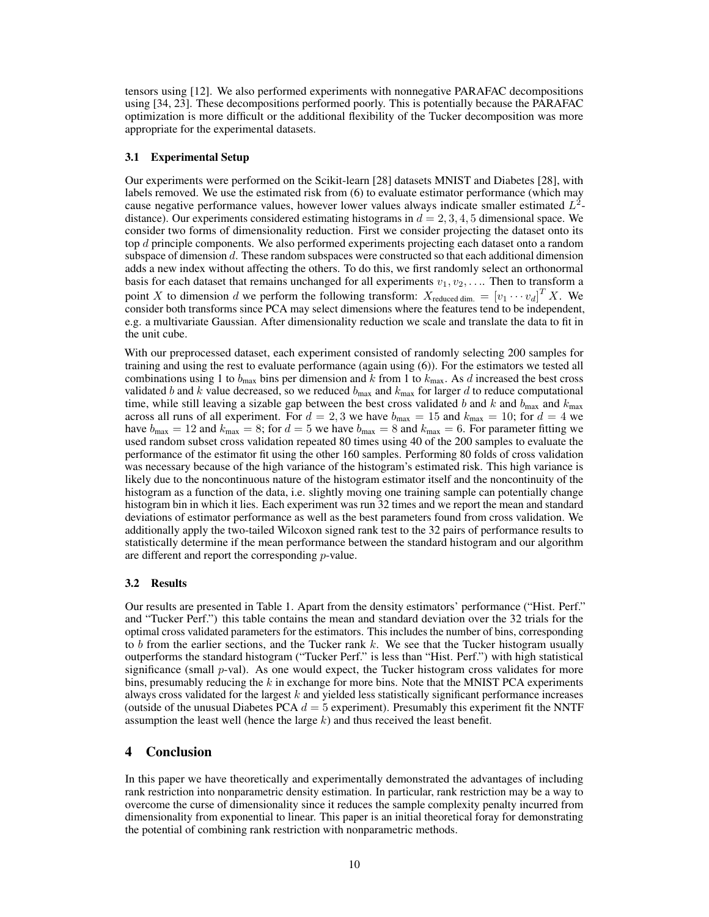tensors using [12]. We also performed experiments with nonnegative PARAFAC decompositions using [34, 23]. These decompositions performed poorly. This is potentially because the PARAFAC optimization is more difficult or the additional flexibility of the Tucker decomposition was more appropriate for the experimental datasets.

### 3.1 Experimental Setup

Our experiments were performed on the Scikit-learn [28] datasets MNIST and Diabetes [28], with labels removed. We use the estimated risk from (6) to evaluate estimator performance (which may cause negative performance values, however lower values always indicate smaller estimated $L^2$-distance). Our experiments considered estimating histograms in $d = 2, 3, 4, 5$ dimensional space. We consider two forms of dimensionality reduction. First we consider projecting the dataset onto its top $d$ principle components. We also performed experiments projecting each dataset onto a random subspace of dimension $d$. These random subspaces were constructed so that each additional dimension adds a new index without affecting the others. To do this, we first randomly select an orthonormal basis for each dataset that remains unchanged for all experiments $v_1, v_2, \ldots$. Then to transform a point $X$ to dimension $d$ we perform the following transform: $X_{\text{reduced dim.}} = [v_1 \cdots v_d]^T X$. We consider both transforms since PCA may select dimensions where the features tend to be independent, e.g. a multivariate Gaussian. After dimensionality reduction we scale and translate the data to fit in the unit cube.

With our preprocessed dataset, each experiment consisted of randomly selecting 200 samples for training and using the rest to evaluate performance (again using (6)). For the estimators we tested all combinations using 1 to $b_{\text{max}}$ bins per dimension and $k$ from 1 to $k_{\text{max}}$. As $d$ increased the best cross validated $b$ and $k$ value decreased, so we reduced $b_{\text{max}}$ and $k_{\text{max}}$ for larger $d$ to reduce computational time, while still leaving a sizable gap between the best cross validated $b$ and $k$ and $b_{\text{max}}$ and $k_{\text{max}}$ across all runs of all experiment. For $d = 2, 3$ we have $b_{\text{max}} = 15$ and $k_{\text{max}} = 10$; for $d = 4$ we have $b_{\text{max}} = 12$ and $k_{\text{max}} = 8$; for $d = 5$ we have $b_{\text{max}} = 8$ and $k_{\text{max}} = 6$. For parameter fitting we used random subset cross validation repeated 80 times using 40 of the 200 samples to evaluate the performance of the estimator fit using the other 160 samples. Performing 80 folds of cross validation was necessary because of the high variance of the histogram's estimated risk. This high variance is likely due to the noncontinuous nature of the histogram estimator itself and the noncontinuity of the histogram as a function of the data, i.e. slightly moving one training sample can potentially change histogram bin in which it lies. Each experiment was run 32 times and we report the mean and standard deviations of estimator performance as well as the best parameters found from cross validation. We additionally apply the two-tailed Wilcoxon signed rank test to the 32 pairs of performance results to statistically determine if the mean performance between the standard histogram and our algorithm are different and report the corresponding $p$-value.

### 3.2 Results

Our results are presented in Table 1. Apart from the density estimators' performance ("Hist. Perf." and "Tucker Perf.") this table contains the mean and standard deviation over the 32 trials for the optimal cross validated parameters for the estimators. This includes the number of bins, corresponding to $b$ from the earlier sections, and the Tucker rank $k$. We see that the Tucker histogram usually outperforms the standard histogram ("Tucker Perf." is less than "Hist. Perf.") with high statistical significance (small $p$-val). As one would expect, the Tucker histogram cross validates for more bins, presumably reducing the $k$ in exchange for more bins. Note that the MNIST PCA experiments always cross validated for the largest $k$ and yielded less statistically significant performance increases (outside of the unusual Diabetes PCA $d = 5$ experiment). Presumably this experiment fit the NNTF assumption the least well (hence the large $k$) and thus received the least benefit.

## 4 Conclusion

In this paper we have theoretically and experimentally demonstrated the advantages of including rank restriction into nonparametric density estimation. In particular, rank restriction may be a way to overcome the curse of dimensionality since it reduces the sample complexity penalty incurred from dimensionality from exponential to linear. This paper is an initial theoretical foray for demonstrating the potential of combining rank restriction with nonparametric methods.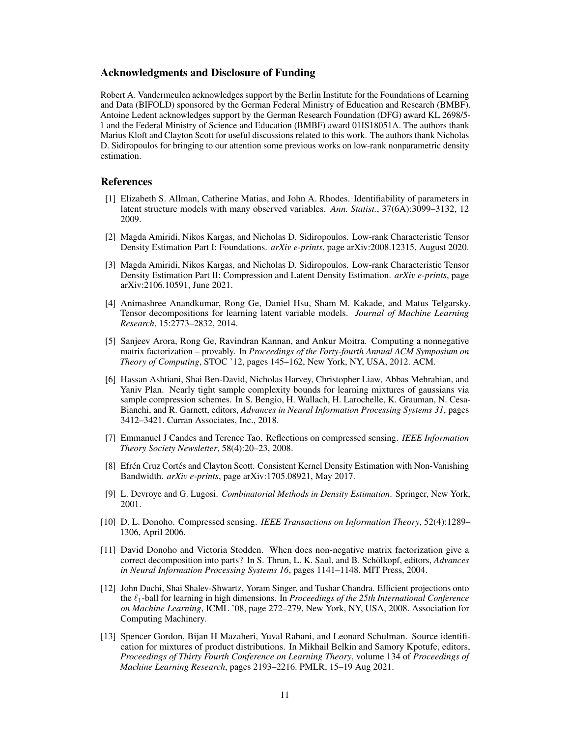## Acknowledgments and Disclosure of Funding

Robert A. Vandermeulen acknowledges support by the Berlin Institute for the Foundations of Learning and Data (BIFOLD) sponsored by the German Federal Ministry of Education and Research (BMBF). Antoine Ledent acknowledges support by the German Research Foundation (DFG) award KL 2698/5-1 and the Federal Ministry of Science and Education (BMBF) award 01IS18051A. The authors thank Marius Kloft and Clayton Scott for useful discussions related to this work. The authors thank Nicholas D. Sidiropoulos for bringing to our attention some previous works on low-rank nonparametric density estimation.

## References

[1] Elizabeth S. Allman, Catherine Matias, and John A. Rhodes. Identifiability of parameters in latent structure models with many observed variables. *Ann. Statist.*, 37(6A):3099–3132, 12 2009.

[2] Magda Amiridi, Nikos Kargas, and Nicholas D. Sidiropoulos. Low-rank Characteristic Tensor Density Estimation Part I: Foundations. *arXiv e-prints*, page arXiv:2008.12315, August 2020.

[3] Magda Amiridi, Nikos Kargas, and Nicholas D. Sidiropoulos. Low-rank Characteristic Tensor Density Estimation Part II: Compression and Latent Density Estimation. *arXiv e-prints*, page arXiv:2106.10591, June 2021.

[4] Animashree Anandkumar, Rong Ge, Daniel Hsu, Sham M. Kakade, and Matus Telgarsky. Tensor decompositions for learning latent variable models. *Journal of Machine Learning Research*, 15:2773–2832, 2014.

[5] Sanjeev Arora, Rong Ge, Ravindran Kannan, and Ankur Moitra. Computing a nonnegative matrix factorization – provably. In *Proceedings of the Forty-fourth Annual ACM Symposium on Theory of Computing*, STOC '12, pages 145–162, New York, NY, USA, 2012. ACM.

[6] Hassan Ashtiani, Shai Ben-David, Nicholas Harvey, Christopher Liaw, Abbas Mehrabian, and Yaniv Plan. Nearly tight sample complexity bounds for learning mixtures of gaussians via sample compression schemes. In S. Bengio, H. Wallach, H. Larochelle, K. Grauman, N. Cesa-Bianchi, and R. Garnett, editors, *Advances in Neural Information Processing Systems 31*, pages 3412–3421. Curran Associates, Inc., 2018.

[7] Emmanuel J Candes and Terence Tao. Reflections on compressed sensing. *IEEE Information Theory Society Newsletter*, 58(4):20–23, 2008.

[8] Efrén Cruz Cortés and Clayton Scott. Consistent Kernel Density Estimation with Non-Vanishing Bandwidth. *arXiv e-prints*, page arXiv:1705.08921, May 2017.

[9] L. Devroye and G. Lugosi. *Combinatorial Methods in Density Estimation*. Springer, New York, 2001.

[10] D. L. Donoho. Compressed sensing. *IEEE Transactions on Information Theory*, 52(4):1289–1306, April 2006.

[11] David Donoho and Victoria Stodden. When does non-negative matrix factorization give a correct decomposition into parts? In S. Thrun, L. K. Saul, and B. Schölkopf, editors, *Advances in Neural Information Processing Systems 16*, pages 1141–1148. MIT Press, 2004.

[12] John Duchi, Shai Shalev-Shwartz, Yoram Singer, and Tushar Chandra. Efficient projections onto the $\ell_1$-ball for learning in high dimensions. In *Proceedings of the 25th International Conference on Machine Learning*, ICML '08, page 272–279, New York, NY, USA, 2008. Association for Computing Machinery.

[13] Spencer Gordon, Bijan H Mazaheri, Yuval Rabani, and Leonard Schulman. Source identification for mixtures of product distributions. In Mikhail Belkin and Samory Kpotufe, editors, *Proceedings of Thirty Fourth Conference on Learning Theory*, volume 134 of *Proceedings of Machine Learning Research*, pages 2193–2216. PMLR, 15–19 Aug 2021.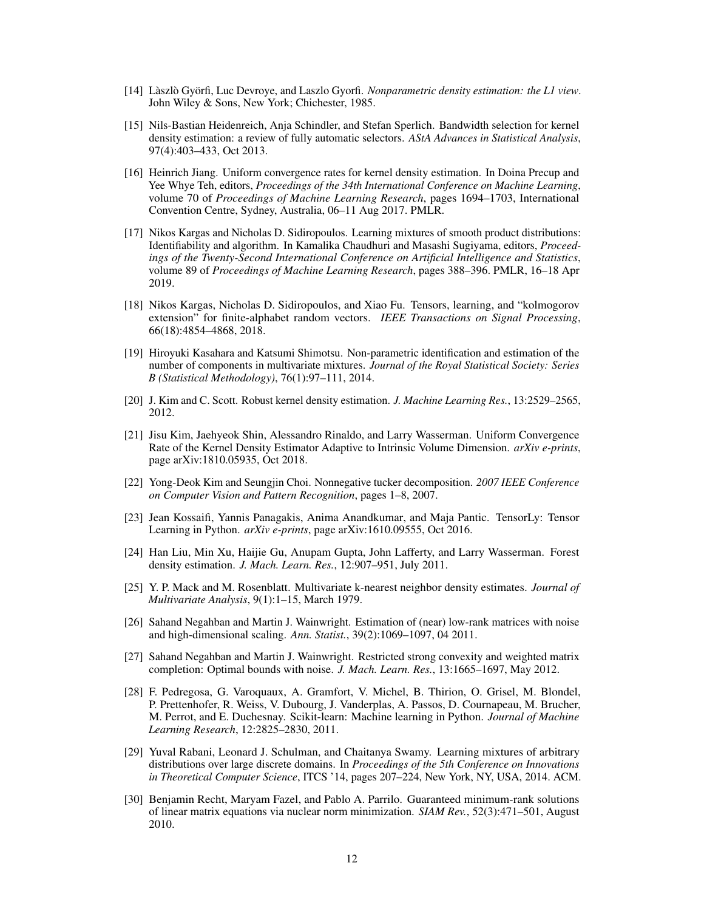[14] Làszlò Györfi, Luc Devroye, and Laszlo Gyorfi. *Nonparametric density estimation: the L1 view*. John Wiley & Sons, New York; Chichester, 1985.

[15] Nils-Bastian Heidenreich, Anja Schindler, and Stefan Sperlich. Bandwidth selection for kernel density estimation: a review of fully automatic selectors. *AStA Advances in Statistical Analysis*, 97(4):403–433, Oct 2013.

[16] Heinrich Jiang. Uniform convergence rates for kernel density estimation. In Doina Precup and Yee Whye Teh, editors, *Proceedings of the 34th International Conference on Machine Learning*, volume 70 of *Proceedings of Machine Learning Research*, pages 1694–1703, International Convention Centre, Sydney, Australia, 06–11 Aug 2017. PMLR.

[17] Nikos Kargas and Nicholas D. Sidiropoulos. Learning mixtures of smooth product distributions: Identifiability and algorithm. In Kamalika Chaudhuri and Masashi Sugiyama, editors, *Proceedings of the Twenty-Second International Conference on Artificial Intelligence and Statistics*, volume 89 of *Proceedings of Machine Learning Research*, pages 388–396. PMLR, 16–18 Apr 2019.

[18] Nikos Kargas, Nicholas D. Sidiropoulos, and Xiao Fu. Tensors, learning, and "kolmogorov extension" for finite-alphabet random vectors. *IEEE Transactions on Signal Processing*, 66(18):4854–4868, 2018.

[19] Hiroyuki Kasahara and Katsumi Shimotsu. Non-parametric identification and estimation of the number of components in multivariate mixtures. *Journal of the Royal Statistical Society: Series B (Statistical Methodology)*, 76(1):97–111, 2014.

[20] J. Kim and C. Scott. Robust kernel density estimation. *J. Machine Learning Res.*, 13:2529–2565, 2012.

[21] Jisu Kim, Jaehyeok Shin, Alessandro Rinaldo, and Larry Wasserman. Uniform Convergence Rate of the Kernel Density Estimator Adaptive to Intrinsic Volume Dimension. *arXiv e-prints*, page arXiv:1810.05935, Oct 2018.

[22] Yong-Deok Kim and Seungjin Choi. Nonnegative tucker decomposition. *2007 IEEE Conference on Computer Vision and Pattern Recognition*, pages 1–8, 2007.

[23] Jean Kossaifi, Yannis Panagakis, Anima Anandkumar, and Maja Pantic. TensorLy: Tensor Learning in Python. *arXiv e-prints*, page arXiv:1610.09555, Oct 2016.

[24] Han Liu, Min Xu, Haijie Gu, Anupam Gupta, John Lafferty, and Larry Wasserman. Forest density estimation. *J. Mach. Learn. Res.*, 12:907–951, July 2011.

[25] Y. P. Mack and M. Rosenblatt. Multivariate k-nearest neighbor density estimates. *Journal of Multivariate Analysis*, 9(1):1–15, March 1979.

[26] Sahand Negahban and Martin J. Wainwright. Estimation of (near) low-rank matrices with noise and high-dimensional scaling. *Ann. Statist.*, 39(2):1069–1097, 04 2011.

[27] Sahand Negahban and Martin J. Wainwright. Restricted strong convexity and weighted matrix completion: Optimal bounds with noise. *J. Mach. Learn. Res.*, 13:1665–1697, May 2012.

[28] F. Pedregosa, G. Varoquaux, A. Gramfort, V. Michel, B. Thirion, O. Grisel, M. Blondel, P. Prettenhofer, R. Weiss, V. Dubourg, J. Vanderplas, A. Passos, D. Cournapeau, M. Brucher, M. Perrot, and E. Duchesnay. Scikit-learn: Machine learning in Python. *Journal of Machine Learning Research*, 12:2825–2830, 2011.

[29] Yuval Rabani, Leonard J. Schulman, and Chaitanya Swamy. Learning mixtures of arbitrary distributions over large discrete domains. In *Proceedings of the 5th Conference on Innovations in Theoretical Computer Science*, ITCS '14, pages 207–224, New York, NY, USA, 2014. ACM.

[30] Benjamin Recht, Maryam Fazel, and Pablo A. Parrilo. Guaranteed minimum-rank solutions of linear matrix equations via nuclear norm minimization. *SIAM Rev.*, 52(3):471–501, August 2010.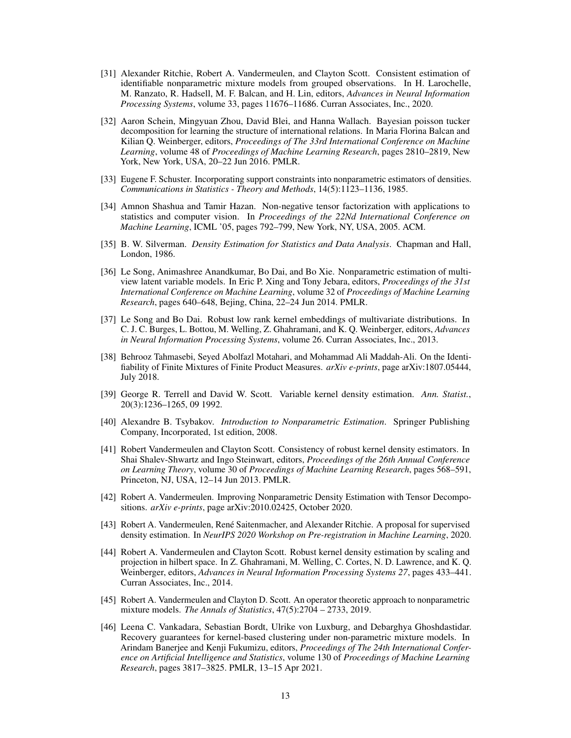[31] Alexander Ritchie, Robert A. Vandermeulen, and Clayton Scott. Consistent estimation of identifiable nonparametric mixture models from grouped observations. In H. Larochelle, M. Ranzato, R. Hadsell, M. F. Balcan, and H. Lin, editors, *Advances in Neural Information Processing Systems*, volume 33, pages 11676–11686. Curran Associates, Inc., 2020.

[32] Aaron Schein, Mingyuan Zhou, David Blei, and Hanna Wallach. Bayesian poisson tucker decomposition for learning the structure of international relations. In Maria Florina Balcan and Kilian Q. Weinberger, editors, *Proceedings of The 33rd International Conference on Machine Learning*, volume 48 of *Proceedings of Machine Learning Research*, pages 2810–2819, New York, New York, USA, 20–22 Jun 2016. PMLR.

[33] Eugene F. Schuster. Incorporating support constraints into nonparametric estimators of densities. *Communications in Statistics - Theory and Methods*, 14(5):1123–1136, 1985.

[34] Amnon Shashua and Tamir Hazan. Non-negative tensor factorization with applications to statistics and computer vision. In *Proceedings of the 22Nd International Conference on Machine Learning*, ICML '05, pages 792–799, New York, NY, USA, 2005. ACM.

[35] B. W. Silverman. *Density Estimation for Statistics and Data Analysis*. Chapman and Hall, London, 1986.

[36] Le Song, Animashree Anandkumar, Bo Dai, and Bo Xie. Nonparametric estimation of multi-view latent variable models. In Eric P. Xing and Tony Jebara, editors, *Proceedings of the 31st International Conference on Machine Learning*, volume 32 of *Proceedings of Machine Learning Research*, pages 640–648, Bejing, China, 22–24 Jun 2014. PMLR.

[37] Le Song and Bo Dai. Robust low rank kernel embeddings of multivariate distributions. In C. J. C. Burges, L. Bottou, M. Welling, Z. Ghahramani, and K. Q. Weinberger, editors, *Advances in Neural Information Processing Systems*, volume 26. Curran Associates, Inc., 2013.

[38] Behrooz Tahmasebi, Seyed Abolfazl Motahari, and Mohammad Ali Maddah-Ali. On the Identifiability of Finite Mixtures of Finite Product Measures. *arXiv e-prints*, page arXiv:1807.05444, July 2018.

[39] George R. Terrell and David W. Scott. Variable kernel density estimation. *Ann. Statist.*, 20(3):1236–1265, 09 1992.

[40] Alexandre B. Tsybakov. *Introduction to Nonparametric Estimation*. Springer Publishing Company, Incorporated, 1st edition, 2008.

[41] Robert Vandermeulen and Clayton Scott. Consistency of robust kernel density estimators. In Shai Shalev-Shwartz and Ingo Steinwart, editors, *Proceedings of the 26th Annual Conference on Learning Theory*, volume 30 of *Proceedings of Machine Learning Research*, pages 568–591, Princeton, NJ, USA, 12–14 Jun 2013. PMLR.

[42] Robert A. Vandermeulen. Improving Nonparametric Density Estimation with Tensor Decompositions. *arXiv e-prints*, page arXiv:2010.02425, October 2020.

[43] Robert A. Vandermeulen, René Saitenmacher, and Alexander Ritchie. A proposal for supervised density estimation. In *NeurIPS 2020 Workshop on Pre-registration in Machine Learning*, 2020.

[44] Robert A. Vandermeulen and Clayton Scott. Robust kernel density estimation by scaling and projection in hilbert space. In Z. Ghahramani, M. Welling, C. Cortes, N. D. Lawrence, and K. Q. Weinberger, editors, *Advances in Neural Information Processing Systems 27*, pages 433–441. Curran Associates, Inc., 2014.

[45] Robert A. Vandermeulen and Clayton D. Scott. An operator theoretic approach to nonparametric mixture models. *The Annals of Statistics*, 47(5):2704 – 2733, 2019.

[46] Leena C. Vankadara, Sebastian Bordt, Ulrike von Luxburg, and Debarghya Ghoshdastidar. Recovery guarantees for kernel-based clustering under non-parametric mixture models. In Arindam Banerjee and Kenji Fukumizu, editors, *Proceedings of The 24th International Conference on Artificial Intelligence and Statistics*, volume 130 of *Proceedings of Machine Learning Research*, pages 3817–3825. PMLR, 13–15 Apr 2021.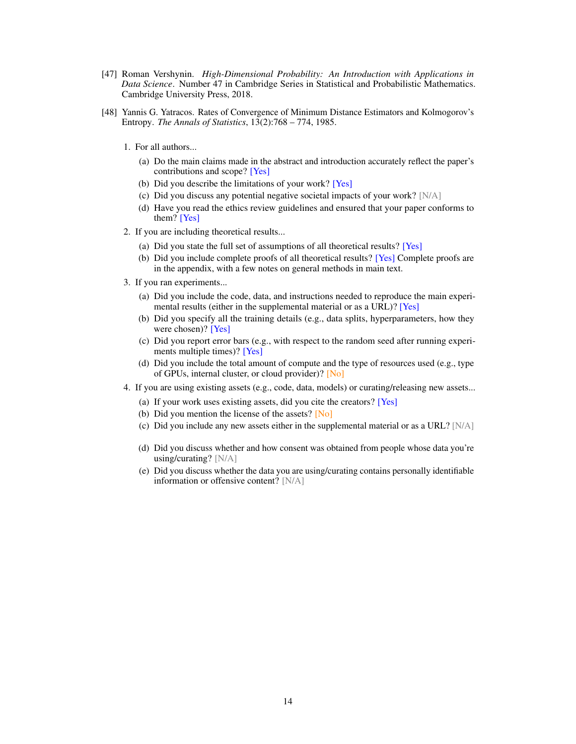[47] Roman Vershynin. *High-Dimensional Probability: An Introduction with Applications in Data Science*. Number 47 in Cambridge Series in Statistical and Probabilistic Mathematics. Cambridge University Press, 2018.

[48] Yannis G. Yatracos. Rates of Convergence of Minimum Distance Estimators and Kolmogorov's Entropy. *The Annals of Statistics*, 13(2):768 – 774, 1985.

1. For all authors...
   (a) Do the main claims made in the abstract and introduction accurately reflect the paper's contributions and scope? [Yes]
   (b) Did you describe the limitations of your work? [Yes]
   (c) Did you discuss any potential negative societal impacts of your work? [N/A]
   (d) Have you read the ethics review guidelines and ensured that your paper conforms to them? [Yes]
2. If you are including theoretical results...
   (a) Did you state the full set of assumptions of all theoretical results? [Yes]
   (b) Did you include complete proofs of all theoretical results? [Yes] Complete proofs are in the appendix, with a few notes on general methods in main text.
3. If you ran experiments...
   (a) Did you include the code, data, and instructions needed to reproduce the main experimental results (either in the supplemental material or as a URL)? [Yes]
   (b) Did you specify all the training details (e.g., data splits, hyperparameters, how they were chosen)? [Yes]
   (c) Did you report error bars (e.g., with respect to the random seed after running experiments multiple times)? [Yes]
   (d) Did you include the total amount of compute and the type of resources used (e.g., type of GPUs, internal cluster, or cloud provider)? [No]
4. If you are using existing assets (e.g., code, data, models) or curating/releasing new assets...
   (a) If your work uses existing assets, did you cite the creators? [Yes]
   (b) Did you mention the license of the assets? [No]
   (c) Did you include any new assets either in the supplemental material or as a URL? [N/A]
   (d) Did you discuss whether and how consent was obtained from people whose data you're using/curating? [N/A]
   (e) Did you discuss whether the data you are using/curating contains personally identifiable information or offensive content? [N/A]